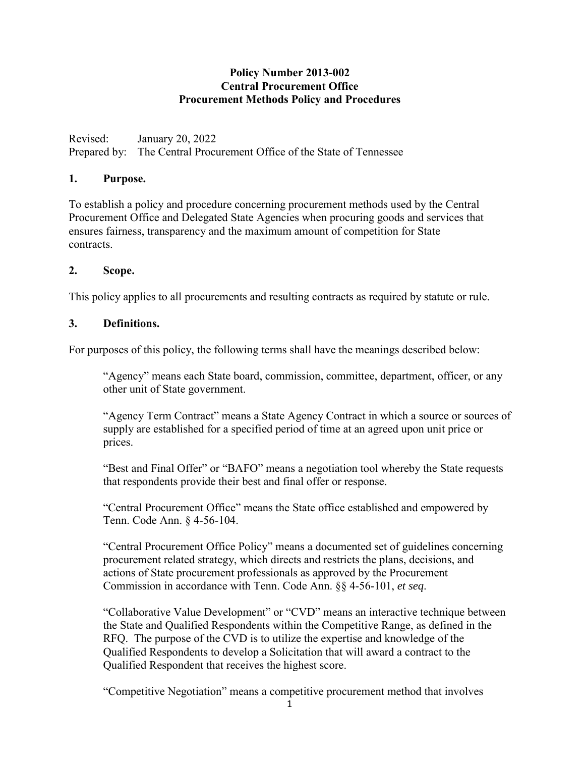**Policy Number 2013-002**
**Central Procurement Office**
**Procurement Methods Policy and Procedures**

Revised: January 20, 2022
Prepared by: The Central Procurement Office of the State of Tennessee

## 1. Purpose.

To establish a policy and procedure concerning procurement methods used by the Central Procurement Office and Delegated State Agencies when procuring goods and services that ensures fairness, transparency and the maximum amount of competition for State contracts.

## 2. Scope.

This policy applies to all procurements and resulting contracts as required by statute or rule.

## 3. Definitions.

For purposes of this policy, the following terms shall have the meanings described below:

"Agency" means each State board, commission, committee, department, officer, or any other unit of State government.

"Agency Term Contract" means a State Agency Contract in which a source or sources of supply are established for a specified period of time at an agreed upon unit price or prices.

"Best and Final Offer" or "BAFO" means a negotiation tool whereby the State requests that respondents provide their best and final offer or response.

"Central Procurement Office" means the State office established and empowered by Tenn. Code Ann. § 4-56-104.

"Central Procurement Office Policy" means a documented set of guidelines concerning procurement related strategy, which directs and restricts the plans, decisions, and actions of State procurement professionals as approved by the Procurement Commission in accordance with Tenn. Code Ann. §§ 4-56-101, *et seq*.

"Collaborative Value Development" or "CVD" means an interactive technique between the State and Qualified Respondents within the Competitive Range, as defined in the RFQ. The purpose of the CVD is to utilize the expertise and knowledge of the Qualified Respondents to develop a Solicitation that will award a contract to the Qualified Respondent that receives the highest score.

"Competitive Negotiation" means a competitive procurement method that involves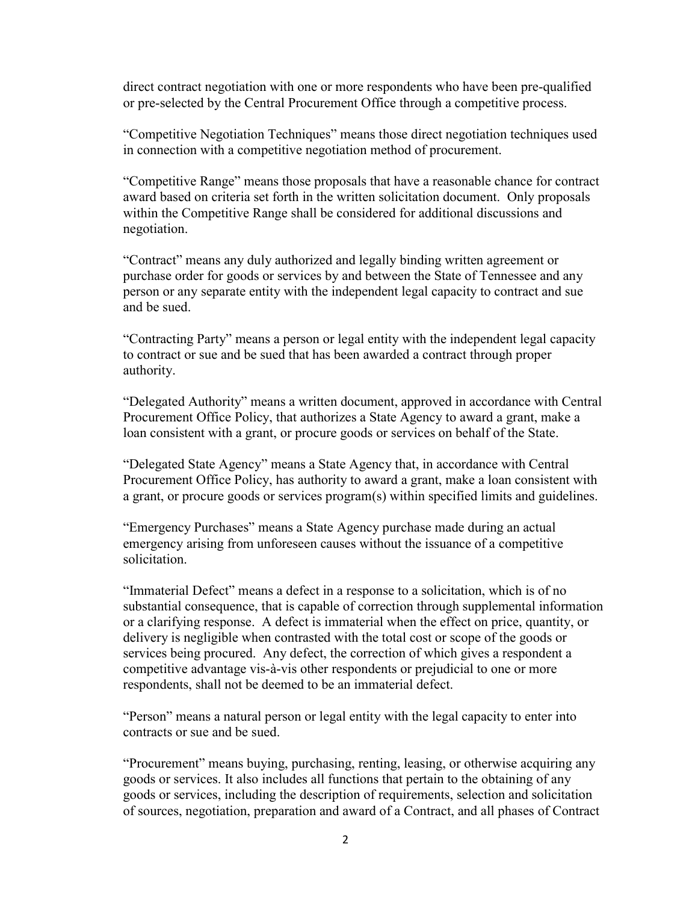direct contract negotiation with one or more respondents who have been pre-qualified or pre-selected by the Central Procurement Office through a competitive process.

“Competitive Negotiation Techniques” means those direct negotiation techniques used in connection with a competitive negotiation method of procurement.

“Competitive Range” means those proposals that have a reasonable chance for contract award based on criteria set forth in the written solicitation document. Only proposals within the Competitive Range shall be considered for additional discussions and negotiation.

“Contract” means any duly authorized and legally binding written agreement or purchase order for goods or services by and between the State of Tennessee and any person or any separate entity with the independent legal capacity to contract and sue and be sued.

“Contracting Party” means a person or legal entity with the independent legal capacity to contract or sue and be sued that has been awarded a contract through proper authority.

“Delegated Authority” means a written document, approved in accordance with Central Procurement Office Policy, that authorizes a State Agency to award a grant, make a loan consistent with a grant, or procure goods or services on behalf of the State.

“Delegated State Agency” means a State Agency that, in accordance with Central Procurement Office Policy, has authority to award a grant, make a loan consistent with a grant, or procure goods or services program(s) within specified limits and guidelines.

“Emergency Purchases” means a State Agency purchase made during an actual emergency arising from unforeseen causes without the issuance of a competitive solicitation.

“Immaterial Defect” means a defect in a response to a solicitation, which is of no substantial consequence, that is capable of correction through supplemental information or a clarifying response. A defect is immaterial when the effect on price, quantity, or delivery is negligible when contrasted with the total cost or scope of the goods or services being procured. Any defect, the correction of which gives a respondent a competitive advantage vis-à-vis other respondents or prejudicial to one or more respondents, shall not be deemed to be an immaterial defect.

“Person” means a natural person or legal entity with the legal capacity to enter into contracts or sue and be sued.

“Procurement” means buying, purchasing, renting, leasing, or otherwise acquiring any goods or services. It also includes all functions that pertain to the obtaining of any goods or services, including the description of requirements, selection and solicitation of sources, negotiation, preparation and award of a Contract, and all phases of Contract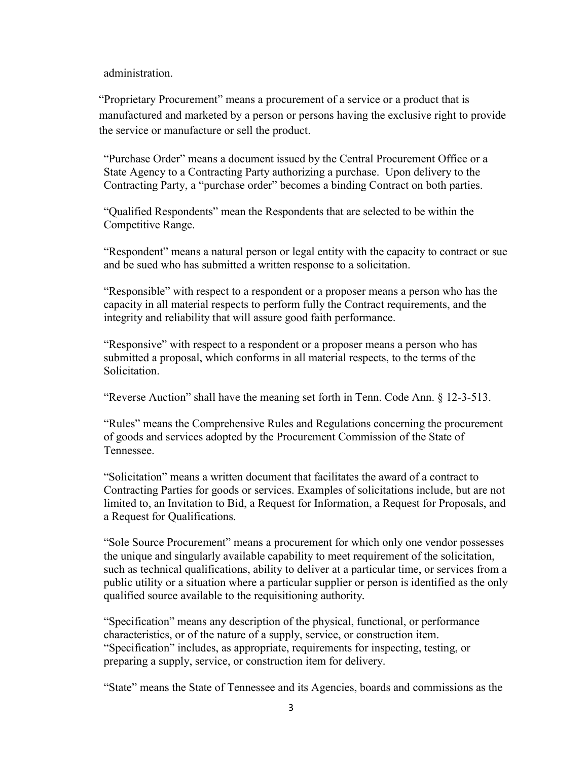administration.

"Proprietary Procurement" means a procurement of a service or a product that is manufactured and marketed by a person or persons having the exclusive right to provide the service or manufacture or sell the product.

"Purchase Order" means a document issued by the Central Procurement Office or a State Agency to a Contracting Party authorizing a purchase. Upon delivery to the Contracting Party, a "purchase order" becomes a binding Contract on both parties.

"Qualified Respondents" mean the Respondents that are selected to be within the Competitive Range.

"Respondent" means a natural person or legal entity with the capacity to contract or sue and be sued who has submitted a written response to a solicitation.

"Responsible" with respect to a respondent or a proposer means a person who has the capacity in all material respects to perform fully the Contract requirements, and the integrity and reliability that will assure good faith performance.

"Responsive" with respect to a respondent or a proposer means a person who has submitted a proposal, which conforms in all material respects, to the terms of the Solicitation.

"Reverse Auction" shall have the meaning set forth in Tenn. Code Ann. § 12-3-513.

"Rules" means the Comprehensive Rules and Regulations concerning the procurement of goods and services adopted by the Procurement Commission of the State of Tennessee.

"Solicitation" means a written document that facilitates the award of a contract to Contracting Parties for goods or services. Examples of solicitations include, but are not limited to, an Invitation to Bid, a Request for Information, a Request for Proposals, and a Request for Qualifications.

"Sole Source Procurement" means a procurement for which only one vendor possesses the unique and singularly available capability to meet requirement of the solicitation, such as technical qualifications, ability to deliver at a particular time, or services from a public utility or a situation where a particular supplier or person is identified as the only qualified source available to the requisitioning authority.

"Specification" means any description of the physical, functional, or performance characteristics, or of the nature of a supply, service, or construction item. "Specification" includes, as appropriate, requirements for inspecting, testing, or preparing a supply, service, or construction item for delivery.

"State" means the State of Tennessee and its Agencies, boards and commissions as the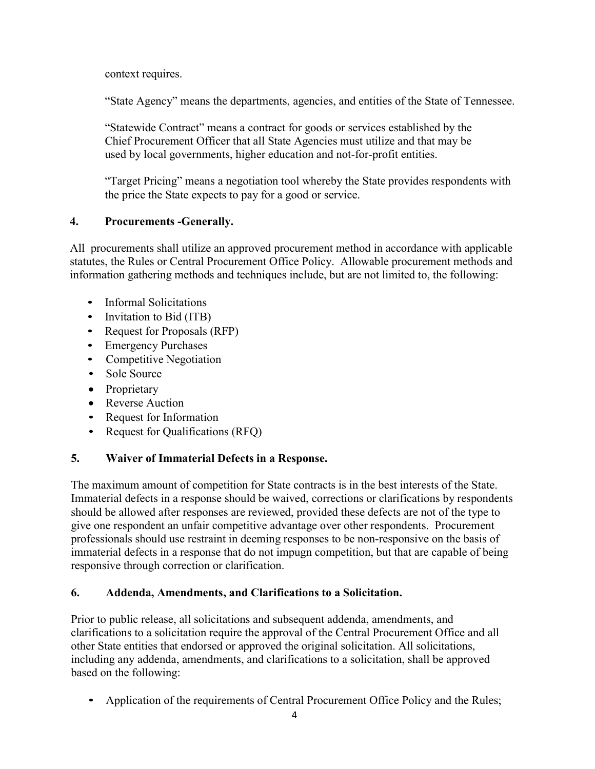context requires.

"State Agency" means the departments, agencies, and entities of the State of Tennessee.

"Statewide Contract" means a contract for goods or services established by the Chief Procurement Officer that all State Agencies must utilize and that may be used by local governments, higher education and not-for-profit entities.

"Target Pricing" means a negotiation tool whereby the State provides respondents with the price the State expects to pay for a good or service.

## 4. Procurements -Generally.

All procurements shall utilize an approved procurement method in accordance with applicable statutes, the Rules or Central Procurement Office Policy. Allowable procurement methods and information gathering methods and techniques include, but are not limited to, the following:

- Informal Solicitations
- Invitation to Bid (ITB)
- Request for Proposals (RFP)
- Emergency Purchases
- Competitive Negotiation
- Sole Source
- Proprietary
- Reverse Auction
- Request for Information
- Request for Qualifications (RFQ)

## 5. Waiver of Immaterial Defects in a Response.

The maximum amount of competition for State contracts is in the best interests of the State. Immaterial defects in a response should be waived, corrections or clarifications by respondents should be allowed after responses are reviewed, provided these defects are not of the type to give one respondent an unfair competitive advantage over other respondents. Procurement professionals should use restraint in deeming responses to be non-responsive on the basis of immaterial defects in a response that do not impugn competition, but that are capable of being responsive through correction or clarification.

## 6. Addenda, Amendments, and Clarifications to a Solicitation.

Prior to public release, all solicitations and subsequent addenda, amendments, and clarifications to a solicitation require the approval of the Central Procurement Office and all other State entities that endorsed or approved the original solicitation. All solicitations, including any addenda, amendments, and clarifications to a solicitation, shall be approved based on the following:

- Application of the requirements of Central Procurement Office Policy and the Rules;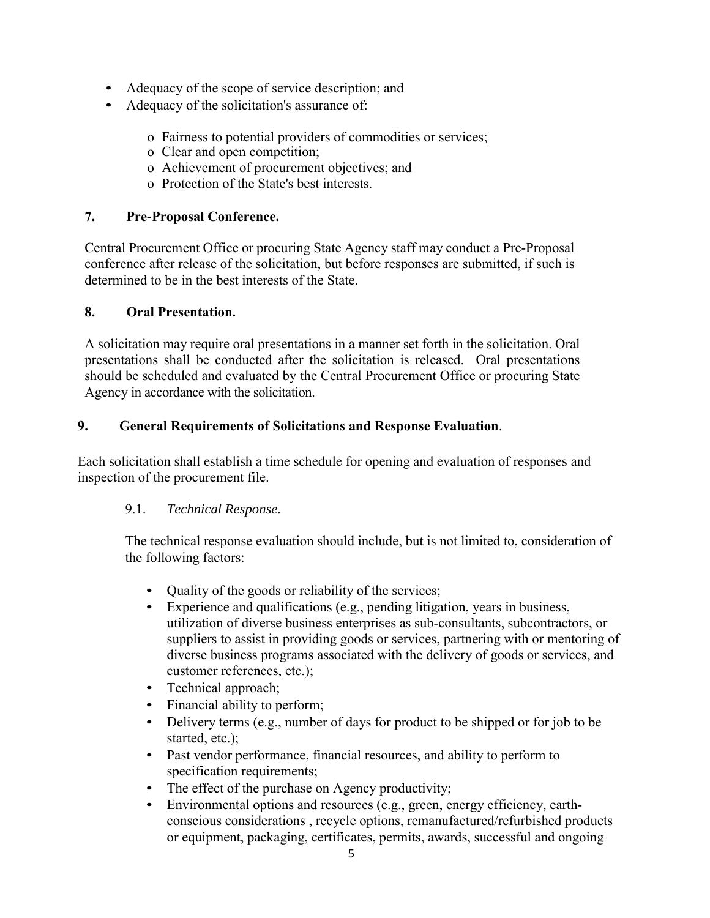- Adequacy of the scope of service description; and
- Adequacy of the solicitation's assurance of:
  - Fairness to potential providers of commodities or services;
  - Clear and open competition;
  - Achievement of procurement objectives; and
  - Protection of the State's best interests.

## 7. Pre-Proposal Conference.

Central Procurement Office or procuring State Agency staff may conduct a Pre-Proposal conference after release of the solicitation, but before responses are submitted, if such is determined to be in the best interests of the State.

## 8. Oral Presentation.

A solicitation may require oral presentations in a manner set forth in the solicitation. Oral presentations shall be conducted after the solicitation is released. Oral presentations should be scheduled and evaluated by the Central Procurement Office or procuring State Agency in accordance with the solicitation.

## 9. General Requirements of Solicitations and Response Evaluation.

Each solicitation shall establish a time schedule for opening and evaluation of responses and inspection of the procurement file.

### 9.1. *Technical Response.*

The technical response evaluation should include, but is not limited to, consideration of the following factors:

- Quality of the goods or reliability of the services;
- Experience and qualifications (e.g., pending litigation, years in business, utilization of diverse business enterprises as sub-consultants, subcontractors, or suppliers to assist in providing goods or services, partnering with or mentoring of diverse business programs associated with the delivery of goods or services, and customer references, etc.);
- Technical approach;
- Financial ability to perform;
- Delivery terms (e.g., number of days for product to be shipped or for job to be started, etc.);
- Past vendor performance, financial resources, and ability to perform to specification requirements;
- The effect of the purchase on Agency productivity;
- Environmental options and resources (e.g., green, energy efficiency, earth-conscious considerations , recycle options, remanufactured/refurbished products or equipment, packaging, certificates, permits, awards, successful and ongoing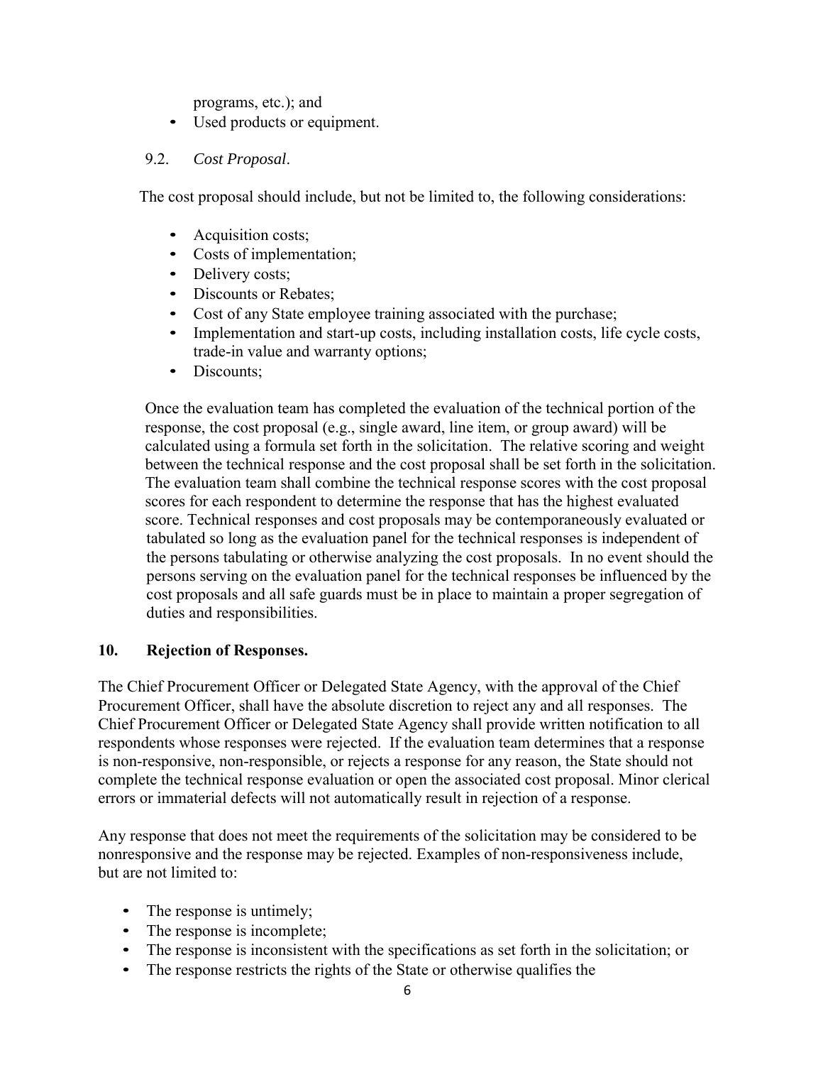programs, etc.); and
- Used products or equipment.

9.2. *Cost Proposal*.

The cost proposal should include, but not be limited to, the following considerations:

- Acquisition costs;
- Costs of implementation;
- Delivery costs;
- Discounts or Rebates;
- Cost of any State employee training associated with the purchase;
- Implementation and start-up costs, including installation costs, life cycle costs, trade-in value and warranty options;
- Discounts;

Once the evaluation team has completed the evaluation of the technical portion of the response, the cost proposal (e.g., single award, line item, or group award) will be calculated using a formula set forth in the solicitation. The relative scoring and weight between the technical response and the cost proposal shall be set forth in the solicitation. The evaluation team shall combine the technical response scores with the cost proposal scores for each respondent to determine the response that has the highest evaluated score. Technical responses and cost proposals may be contemporaneously evaluated or tabulated so long as the evaluation panel for the technical responses is independent of the persons tabulating or otherwise analyzing the cost proposals. In no event should the persons serving on the evaluation panel for the technical responses be influenced by the cost proposals and all safe guards must be in place to maintain a proper segregation of duties and responsibilities.

**10. Rejection of Responses.**

The Chief Procurement Officer or Delegated State Agency, with the approval of the Chief Procurement Officer, shall have the absolute discretion to reject any and all responses. The Chief Procurement Officer or Delegated State Agency shall provide written notification to all respondents whose responses were rejected. If the evaluation team determines that a response is non-responsive, non-responsible, or rejects a response for any reason, the State should not complete the technical response evaluation or open the associated cost proposal. Minor clerical errors or immaterial defects will not automatically result in rejection of a response.

Any response that does not meet the requirements of the solicitation may be considered to be nonresponsive and the response may be rejected. Examples of non-responsiveness include, but are not limited to:

- The response is untimely;
- The response is incomplete;
- The response is inconsistent with the specifications as set forth in the solicitation; or
- The response restricts the rights of the State or otherwise qualifies the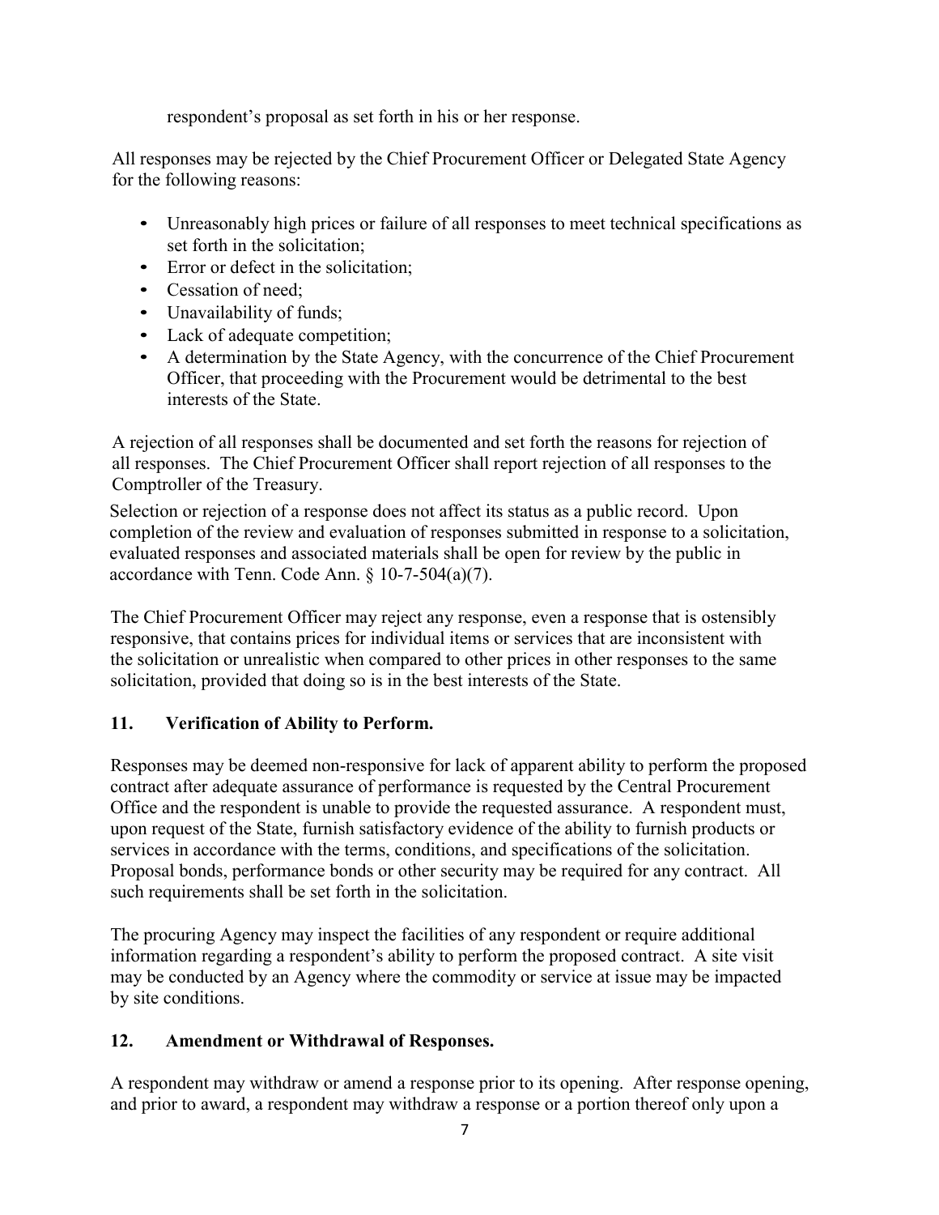respondent's proposal as set forth in his or her response.

All responses may be rejected by the Chief Procurement Officer or Delegated State Agency for the following reasons:

- Unreasonably high prices or failure of all responses to meet technical specifications as set forth in the solicitation;
- Error or defect in the solicitation;
- Cessation of need;
- Unavailability of funds;
- Lack of adequate competition;
- A determination by the State Agency, with the concurrence of the Chief Procurement Officer, that proceeding with the Procurement would be detrimental to the best interests of the State.

A rejection of all responses shall be documented and set forth the reasons for rejection of all responses. The Chief Procurement Officer shall report rejection of all responses to the Comptroller of the Treasury.

Selection or rejection of a response does not affect its status as a public record. Upon completion of the review and evaluation of responses submitted in response to a solicitation, evaluated responses and associated materials shall be open for review by the public in accordance with Tenn. Code Ann. § 10-7-504(a)(7).

The Chief Procurement Officer may reject any response, even a response that is ostensibly responsive, that contains prices for individual items or services that are inconsistent with the solicitation or unrealistic when compared to other prices in other responses to the same solicitation, provided that doing so is in the best interests of the State.

## 11. Verification of Ability to Perform.

Responses may be deemed non-responsive for lack of apparent ability to perform the proposed contract after adequate assurance of performance is requested by the Central Procurement Office and the respondent is unable to provide the requested assurance. A respondent must, upon request of the State, furnish satisfactory evidence of the ability to furnish products or services in accordance with the terms, conditions, and specifications of the solicitation. Proposal bonds, performance bonds or other security may be required for any contract. All such requirements shall be set forth in the solicitation.

The procuring Agency may inspect the facilities of any respondent or require additional information regarding a respondent's ability to perform the proposed contract. A site visit may be conducted by an Agency where the commodity or service at issue may be impacted by site conditions.

## 12. Amendment or Withdrawal of Responses.

A respondent may withdraw or amend a response prior to its opening. After response opening, and prior to award, a respondent may withdraw a response or a portion thereof only upon a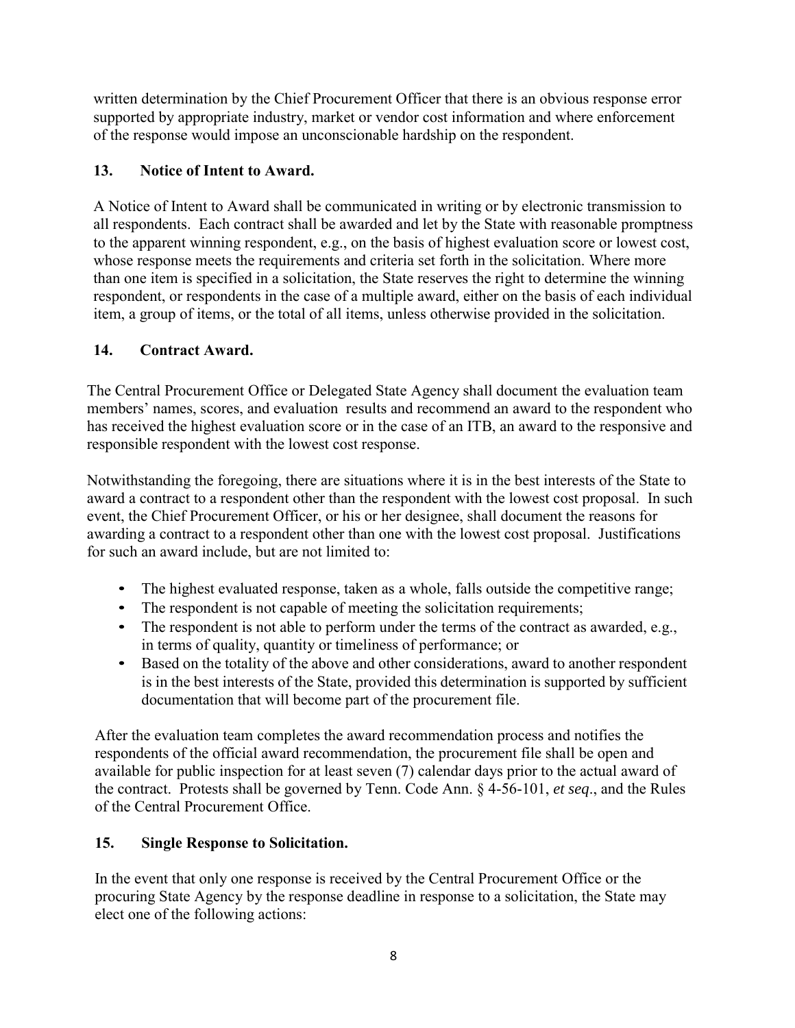written determination by the Chief Procurement Officer that there is an obvious response error supported by appropriate industry, market or vendor cost information and where enforcement of the response would impose an unconscionable hardship on the respondent.

## 13. Notice of Intent to Award.

A Notice of Intent to Award shall be communicated in writing or by electronic transmission to all respondents. Each contract shall be awarded and let by the State with reasonable promptness to the apparent winning respondent, e.g., on the basis of highest evaluation score or lowest cost, whose response meets the requirements and criteria set forth in the solicitation. Where more than one item is specified in a solicitation, the State reserves the right to determine the winning respondent, or respondents in the case of a multiple award, either on the basis of each individual item, a group of items, or the total of all items, unless otherwise provided in the solicitation.

## 14. Contract Award.

The Central Procurement Office or Delegated State Agency shall document the evaluation team members' names, scores, and evaluation results and recommend an award to the respondent who has received the highest evaluation score or in the case of an ITB, an award to the responsive and responsible respondent with the lowest cost response.

Notwithstanding the foregoing, there are situations where it is in the best interests of the State to award a contract to a respondent other than the respondent with the lowest cost proposal. In such event, the Chief Procurement Officer, or his or her designee, shall document the reasons for awarding a contract to a respondent other than one with the lowest cost proposal. Justifications for such an award include, but are not limited to:

- The highest evaluated response, taken as a whole, falls outside the competitive range;
- The respondent is not capable of meeting the solicitation requirements;
- The respondent is not able to perform under the terms of the contract as awarded, e.g., in terms of quality, quantity or timeliness of performance; or
- Based on the totality of the above and other considerations, award to another respondent is in the best interests of the State, provided this determination is supported by sufficient documentation that will become part of the procurement file.

After the evaluation team completes the award recommendation process and notifies the respondents of the official award recommendation, the procurement file shall be open and available for public inspection for at least seven (7) calendar days prior to the actual award of the contract. Protests shall be governed by Tenn. Code Ann. § 4-56-101, *et seq*., and the Rules of the Central Procurement Office.

## 15. Single Response to Solicitation.

In the event that only one response is received by the Central Procurement Office or the procuring State Agency by the response deadline in response to a solicitation, the State may elect one of the following actions: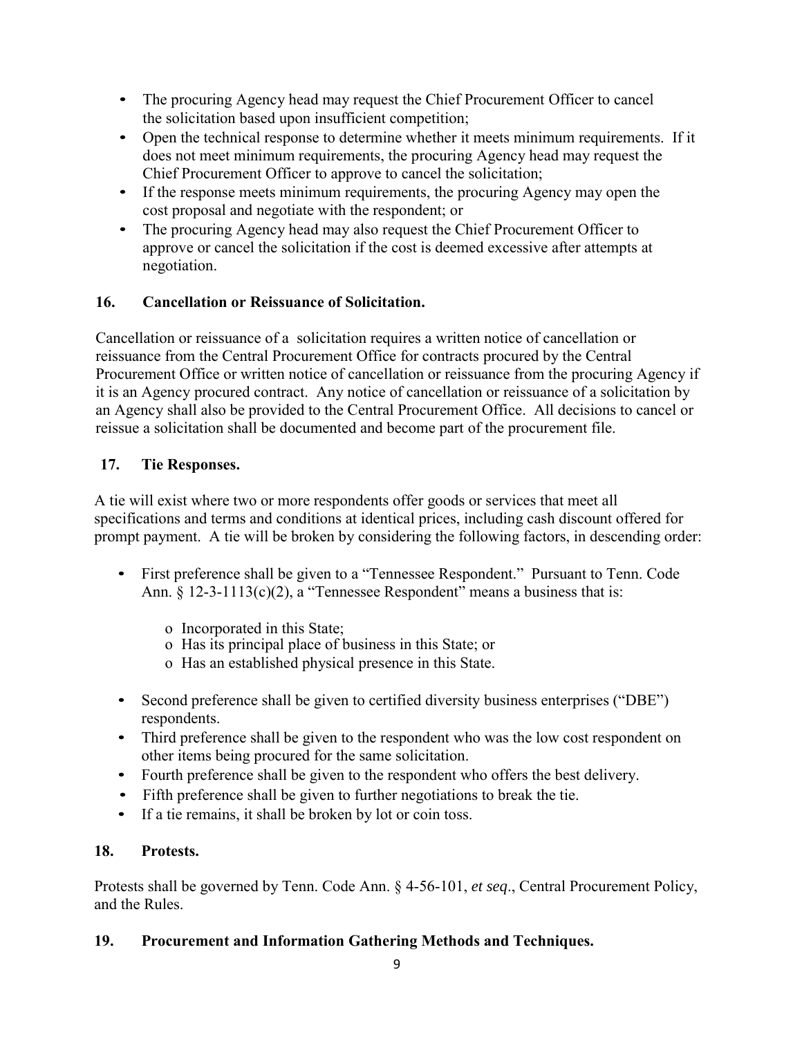- The procuring Agency head may request the Chief Procurement Officer to cancel the solicitation based upon insufficient competition;
- Open the technical response to determine whether it meets minimum requirements. If it does not meet minimum requirements, the procuring Agency head may request the Chief Procurement Officer to approve to cancel the solicitation;
- If the response meets minimum requirements, the procuring Agency may open the cost proposal and negotiate with the respondent; or
- The procuring Agency head may also request the Chief Procurement Officer to approve or cancel the solicitation if the cost is deemed excessive after attempts at negotiation.

## 16. Cancellation or Reissuance of Solicitation.

Cancellation or reissuance of a solicitation requires a written notice of cancellation or reissuance from the Central Procurement Office for contracts procured by the Central Procurement Office or written notice of cancellation or reissuance from the procuring Agency if it is an Agency procured contract. Any notice of cancellation or reissuance of a solicitation by an Agency shall also be provided to the Central Procurement Office. All decisions to cancel or reissue a solicitation shall be documented and become part of the procurement file.

## 17. Tie Responses.

A tie will exist where two or more respondents offer goods or services that meet all specifications and terms and conditions at identical prices, including cash discount offered for prompt payment. A tie will be broken by considering the following factors, in descending order:

- First preference shall be given to a "Tennessee Respondent." Pursuant to Tenn. Code Ann. § 12-3-1113(c)(2), a "Tennessee Respondent" means a business that is:
  - Incorporated in this State;
  - Has its principal place of business in this State; or
  - Has an established physical presence in this State.
- Second preference shall be given to certified diversity business enterprises ("DBE") respondents.
- Third preference shall be given to the respondent who was the low cost respondent on other items being procured for the same solicitation.
- Fourth preference shall be given to the respondent who offers the best delivery.
- Fifth preference shall be given to further negotiations to break the tie.
- If a tie remains, it shall be broken by lot or coin toss.

## 18. Protests.

Protests shall be governed by Tenn. Code Ann. § 4-56-101, *et seq*., Central Procurement Policy, and the Rules.

## 19. Procurement and Information Gathering Methods and Techniques.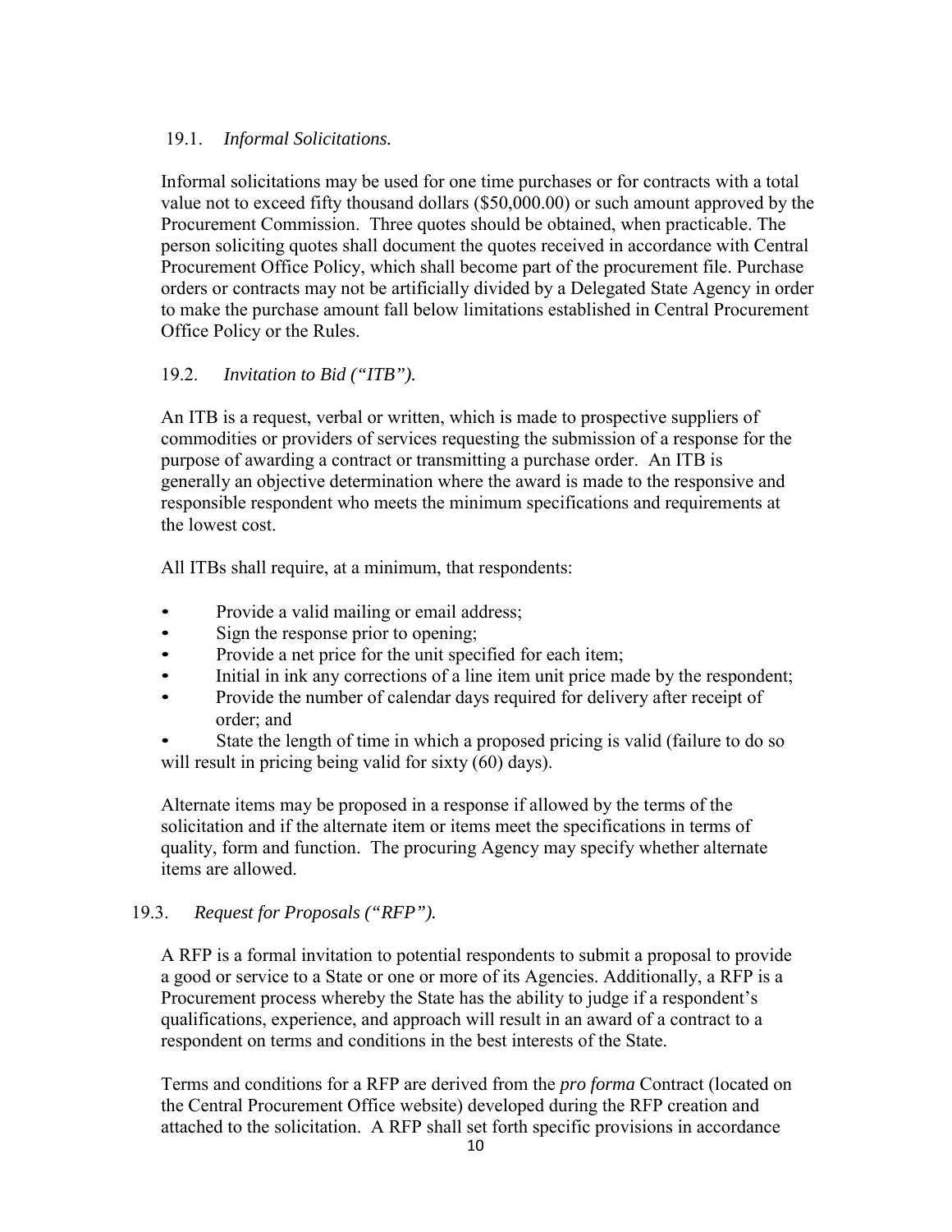### 19.1. *Informal Solicitations.*

Informal solicitations may be used for one time purchases or for contracts with a total value not to exceed fifty thousand dollars ($50,000.00) or such amount approved by the Procurement Commission. Three quotes should be obtained, when practicable. The person soliciting quotes shall document the quotes received in accordance with Central Procurement Office Policy, which shall become part of the procurement file. Purchase orders or contracts may not be artificially divided by a Delegated State Agency in order to make the purchase amount fall below limitations established in Central Procurement Office Policy or the Rules.

### 19.2. *Invitation to Bid ("ITB").*

An ITB is a request, verbal or written, which is made to prospective suppliers of commodities or providers of services requesting the submission of a response for the purpose of awarding a contract or transmitting a purchase order. An ITB is generally an objective determination where the award is made to the responsive and responsible respondent who meets the minimum specifications and requirements at the lowest cost.

All ITBs shall require, at a minimum, that respondents:

- Provide a valid mailing or email address;
- Sign the response prior to opening;
- Provide a net price for the unit specified for each item;
- Initial in ink any corrections of a line item unit price made by the respondent;
- Provide the number of calendar days required for delivery after receipt of order; and
- State the length of time in which a proposed pricing is valid (failure to do so will result in pricing being valid for sixty (60) days).

Alternate items may be proposed in a response if allowed by the terms of the solicitation and if the alternate item or items meet the specifications in terms of quality, form and function. The procuring Agency may specify whether alternate items are allowed.

### 19.3. *Request for Proposals ("RFP").*

A RFP is a formal invitation to potential respondents to submit a proposal to provide a good or service to a State or one or more of its Agencies. Additionally, a RFP is a Procurement process whereby the State has the ability to judge if a respondent's qualifications, experience, and approach will result in an award of a contract to a respondent on terms and conditions in the best interests of the State.

Terms and conditions for a RFP are derived from the *pro forma* Contract (located on the Central Procurement Office website) developed during the RFP creation and attached to the solicitation. A RFP shall set forth specific provisions in accordance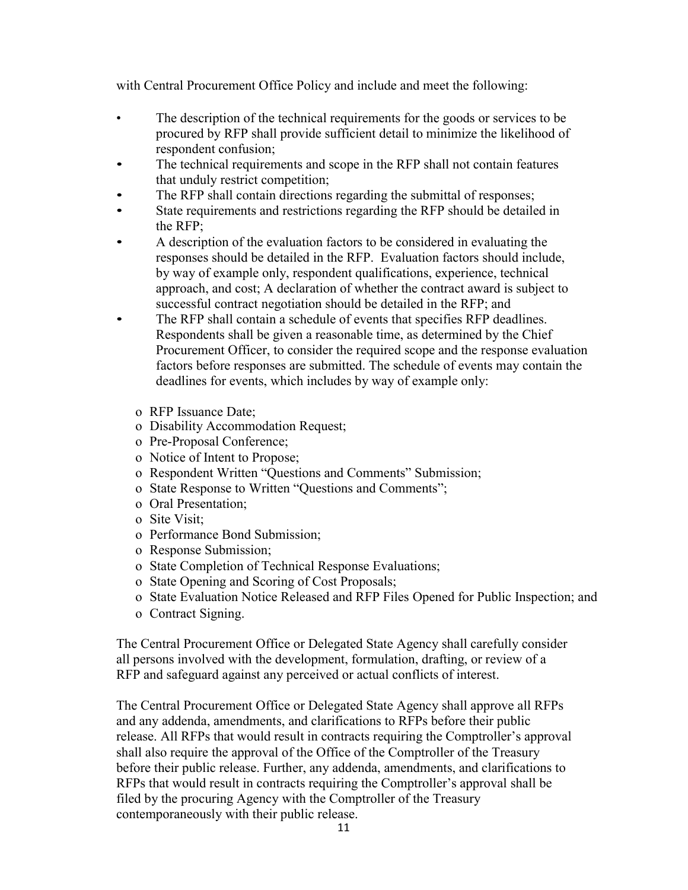with Central Procurement Office Policy and include and meet the following:

- The description of the technical requirements for the goods or services to be procured by RFP shall provide sufficient detail to minimize the likelihood of respondent confusion;
- The technical requirements and scope in the RFP shall not contain features that unduly restrict competition;
- The RFP shall contain directions regarding the submittal of responses;
- State requirements and restrictions regarding the RFP should be detailed in the RFP;
- A description of the evaluation factors to be considered in evaluating the responses should be detailed in the RFP. Evaluation factors should include, by way of example only, respondent qualifications, experience, technical approach, and cost; A declaration of whether the contract award is subject to successful contract negotiation should be detailed in the RFP; and
- The RFP shall contain a schedule of events that specifies RFP deadlines. Respondents shall be given a reasonable time, as determined by the Chief Procurement Officer, to consider the required scope and the response evaluation factors before responses are submitted. The schedule of events may contain the deadlines for events, which includes by way of example only:
    - RFP Issuance Date;
    - Disability Accommodation Request;
    - Pre-Proposal Conference;
    - Notice of Intent to Propose;
    - Respondent Written "Questions and Comments" Submission;
    - State Response to Written "Questions and Comments";
    - Oral Presentation;
    - Site Visit;
    - Performance Bond Submission;
    - Response Submission;
    - State Completion of Technical Response Evaluations;
    - State Opening and Scoring of Cost Proposals;
    - State Evaluation Notice Released and RFP Files Opened for Public Inspection; and
    - Contract Signing.

The Central Procurement Office or Delegated State Agency shall carefully consider all persons involved with the development, formulation, drafting, or review of a RFP and safeguard against any perceived or actual conflicts of interest.

The Central Procurement Office or Delegated State Agency shall approve all RFPs and any addenda, amendments, and clarifications to RFPs before their public release. All RFPs that would result in contracts requiring the Comptroller's approval shall also require the approval of the Office of the Comptroller of the Treasury before their public release. Further, any addenda, amendments, and clarifications to RFPs that would result in contracts requiring the Comptroller's approval shall be filed by the procuring Agency with the Comptroller of the Treasury contemporaneously with their public release.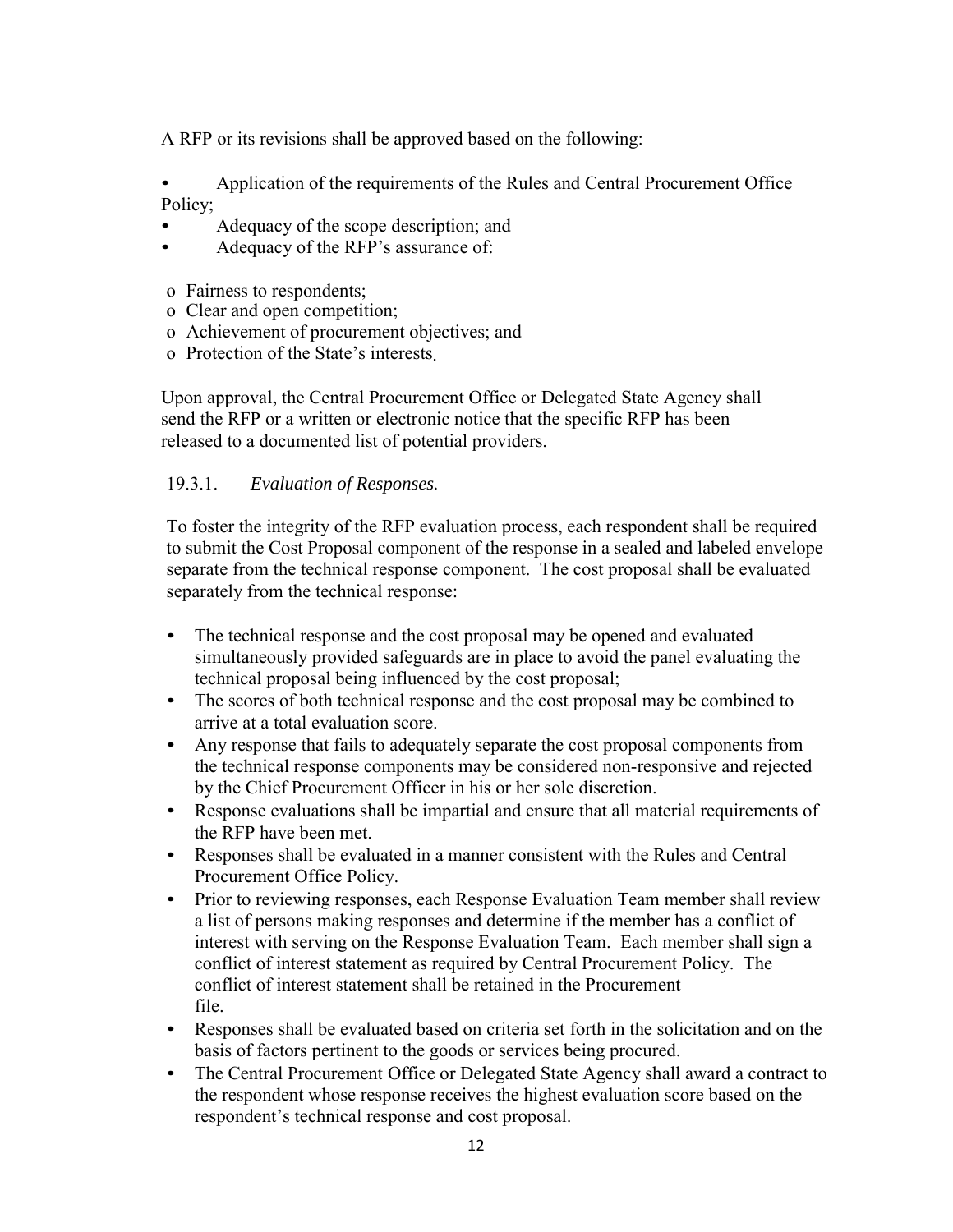A RFP or its revisions shall be approved based on the following:

- Application of the requirements of the Rules and Central Procurement Office Policy;
- Adequacy of the scope description; and
- Adequacy of the RFP's assurance of:
  - o Fairness to respondents;
  - o Clear and open competition;
  - o Achievement of procurement objectives; and
  - o Protection of the State's interests.

Upon approval, the Central Procurement Office or Delegated State Agency shall send the RFP or a written or electronic notice that the specific RFP has been released to a documented list of potential providers.

19.3.1. *Evaluation of Responses.*

To foster the integrity of the RFP evaluation process, each respondent shall be required to submit the Cost Proposal component of the response in a sealed and labeled envelope separate from the technical response component. The cost proposal shall be evaluated separately from the technical response:

- The technical response and the cost proposal may be opened and evaluated simultaneously provided safeguards are in place to avoid the panel evaluating the technical proposal being influenced by the cost proposal;
- The scores of both technical response and the cost proposal may be combined to arrive at a total evaluation score.
- Any response that fails to adequately separate the cost proposal components from the technical response components may be considered non-responsive and rejected by the Chief Procurement Officer in his or her sole discretion.
- Response evaluations shall be impartial and ensure that all material requirements of the RFP have been met.
- Responses shall be evaluated in a manner consistent with the Rules and Central Procurement Office Policy.
- Prior to reviewing responses, each Response Evaluation Team member shall review a list of persons making responses and determine if the member has a conflict of interest with serving on the Response Evaluation Team. Each member shall sign a conflict of interest statement as required by Central Procurement Policy. The conflict of interest statement shall be retained in the Procurement file.
- Responses shall be evaluated based on criteria set forth in the solicitation and on the basis of factors pertinent to the goods or services being procured.
- The Central Procurement Office or Delegated State Agency shall award a contract to the respondent whose response receives the highest evaluation score based on the respondent's technical response and cost proposal.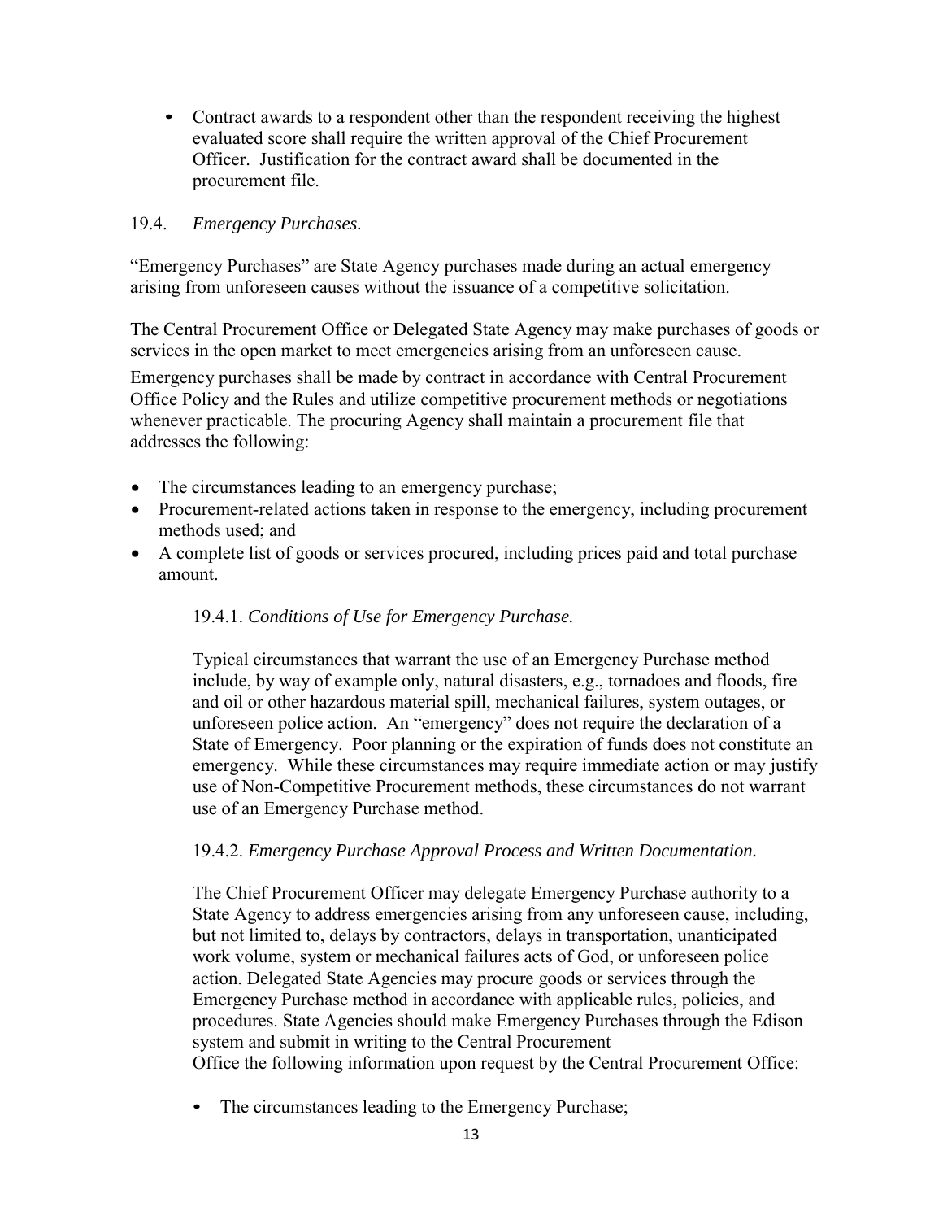- Contract awards to a respondent other than the respondent receiving the highest evaluated score shall require the written approval of the Chief Procurement Officer. Justification for the contract award shall be documented in the procurement file.

19.4. *Emergency Purchases.*

"Emergency Purchases" are State Agency purchases made during an actual emergency arising from unforeseen causes without the issuance of a competitive solicitation.

The Central Procurement Office or Delegated State Agency may make purchases of goods or services in the open market to meet emergencies arising from an unforeseen cause.

Emergency purchases shall be made by contract in accordance with Central Procurement Office Policy and the Rules and utilize competitive procurement methods or negotiations whenever practicable. The procuring Agency shall maintain a procurement file that addresses the following:

- The circumstances leading to an emergency purchase;
- Procurement-related actions taken in response to the emergency, including procurement methods used; and
- A complete list of goods or services procured, including prices paid and total purchase amount.

19.4.1. *Conditions of Use for Emergency Purchase.*

Typical circumstances that warrant the use of an Emergency Purchase method include, by way of example only, natural disasters, e.g., tornadoes and floods, fire and oil or other hazardous material spill, mechanical failures, system outages, or unforeseen police action. An "emergency" does not require the declaration of a State of Emergency. Poor planning or the expiration of funds does not constitute an emergency. While these circumstances may require immediate action or may justify use of Non-Competitive Procurement methods, these circumstances do not warrant use of an Emergency Purchase method.

19.4.2. *Emergency Purchase Approval Process and Written Documentation.*

The Chief Procurement Officer may delegate Emergency Purchase authority to a State Agency to address emergencies arising from any unforeseen cause, including, but not limited to, delays by contractors, delays in transportation, unanticipated work volume, system or mechanical failures acts of God, or unforeseen police action. Delegated State Agencies may procure goods or services through the Emergency Purchase method in accordance with applicable rules, policies, and procedures. State Agencies should make Emergency Purchases through the Edison system and submit in writing to the Central Procurement Office the following information upon request by the Central Procurement Office:

- The circumstances leading to the Emergency Purchase;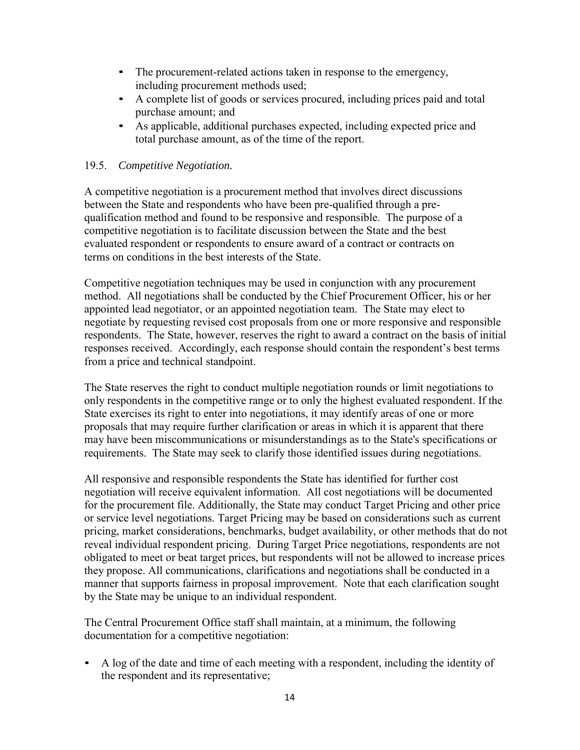- The procurement-related actions taken in response to the emergency, including procurement methods used;
- A complete list of goods or services procured, including prices paid and total purchase amount; and
- As applicable, additional purchases expected, including expected price and total purchase amount, as of the time of the report.

19.5. *Competitive Negotiation.*

A competitive negotiation is a procurement method that involves direct discussions between the State and respondents who have been pre-qualified through a pre-qualification method and found to be responsive and responsible. The purpose of a competitive negotiation is to facilitate discussion between the State and the best evaluated respondent or respondents to ensure award of a contract or contracts on terms on conditions in the best interests of the State.

Competitive negotiation techniques may be used in conjunction with any procurement method. All negotiations shall be conducted by the Chief Procurement Officer, his or her appointed lead negotiator, or an appointed negotiation team. The State may elect to negotiate by requesting revised cost proposals from one or more responsive and responsible respondents. The State, however, reserves the right to award a contract on the basis of initial responses received. Accordingly, each response should contain the respondent's best terms from a price and technical standpoint.

The State reserves the right to conduct multiple negotiation rounds or limit negotiations to only respondents in the competitive range or to only the highest evaluated respondent. If the State exercises its right to enter into negotiations, it may identify areas of one or more proposals that may require further clarification or areas in which it is apparent that there may have been miscommunications or misunderstandings as to the State's specifications or requirements. The State may seek to clarify those identified issues during negotiations.

All responsive and responsible respondents the State has identified for further cost negotiation will receive equivalent information. All cost negotiations will be documented for the procurement file. Additionally, the State may conduct Target Pricing and other price or service level negotiations. Target Pricing may be based on considerations such as current pricing, market considerations, benchmarks, budget availability, or other methods that do not reveal individual respondent pricing. During Target Price negotiations, respondents are not obligated to meet or beat target prices, but respondents will not be allowed to increase prices they propose. All communications, clarifications and negotiations shall be conducted in a manner that supports fairness in proposal improvement. Note that each clarification sought by the State may be unique to an individual respondent.

The Central Procurement Office staff shall maintain, at a minimum, the following documentation for a competitive negotiation:

- A log of the date and time of each meeting with a respondent, including the identity of the respondent and its representative;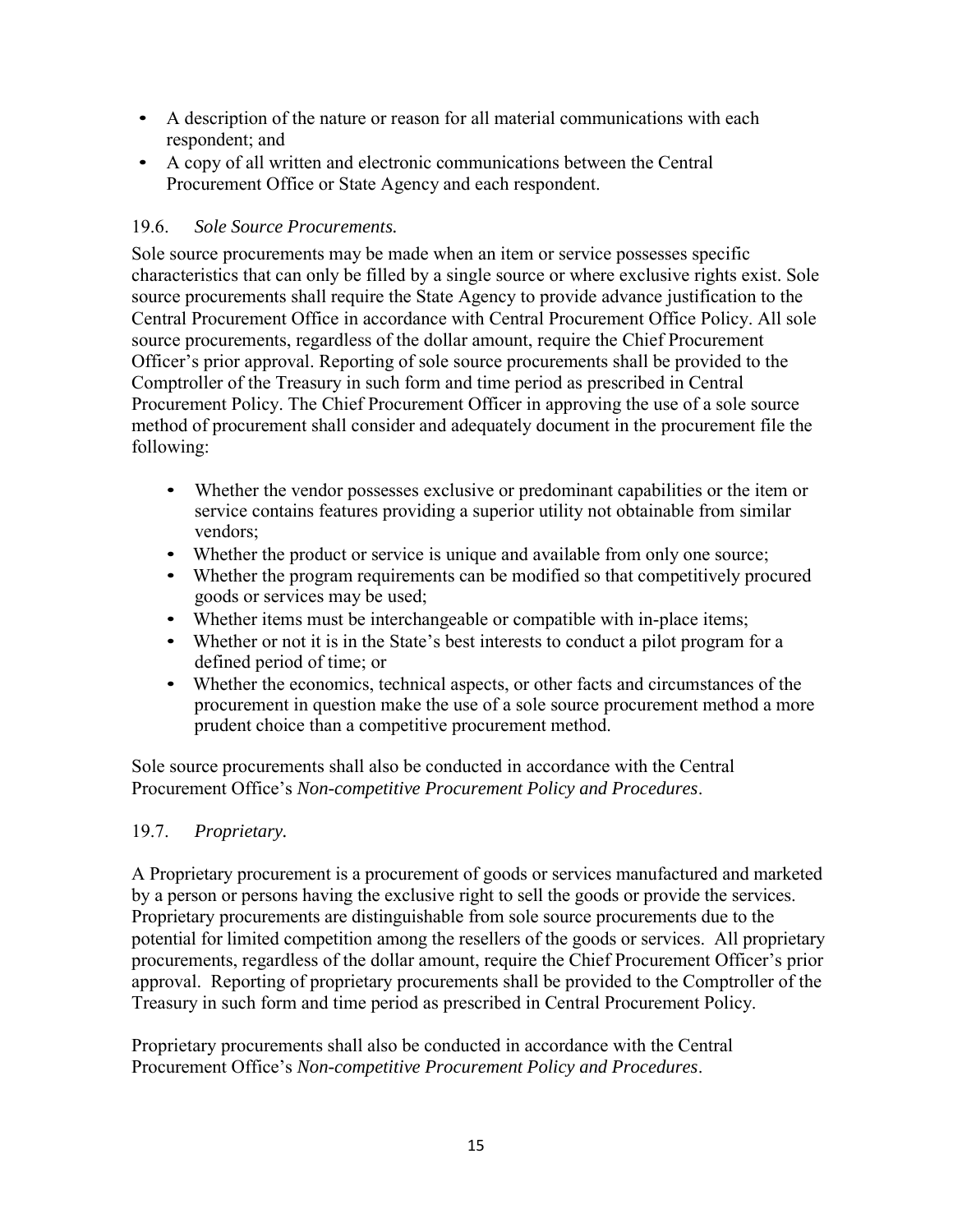- A description of the nature or reason for all material communications with each respondent; and
- A copy of all written and electronic communications between the Central Procurement Office or State Agency and each respondent.

### 19.6. *Sole Source Procurements.*

Sole source procurements may be made when an item or service possesses specific characteristics that can only be filled by a single source or where exclusive rights exist. Sole source procurements shall require the State Agency to provide advance justification to the Central Procurement Office in accordance with Central Procurement Office Policy. All sole source procurements, regardless of the dollar amount, require the Chief Procurement Officer's prior approval. Reporting of sole source procurements shall be provided to the Comptroller of the Treasury in such form and time period as prescribed in Central Procurement Policy. The Chief Procurement Officer in approving the use of a sole source method of procurement shall consider and adequately document in the procurement file the following:

- Whether the vendor possesses exclusive or predominant capabilities or the item or service contains features providing a superior utility not obtainable from similar vendors;
- Whether the product or service is unique and available from only one source;
- Whether the program requirements can be modified so that competitively procured goods or services may be used;
- Whether items must be interchangeable or compatible with in-place items;
- Whether or not it is in the State's best interests to conduct a pilot program for a defined period of time; or
- Whether the economics, technical aspects, or other facts and circumstances of the procurement in question make the use of a sole source procurement method a more prudent choice than a competitive procurement method.

Sole source procurements shall also be conducted in accordance with the Central Procurement Office's *Non-competitive Procurement Policy and Procedures*.

### 19.7. *Proprietary.*

A Proprietary procurement is a procurement of goods or services manufactured and marketed by a person or persons having the exclusive right to sell the goods or provide the services. Proprietary procurements are distinguishable from sole source procurements due to the potential for limited competition among the resellers of the goods or services. All proprietary procurements, regardless of the dollar amount, require the Chief Procurement Officer's prior approval. Reporting of proprietary procurements shall be provided to the Comptroller of the Treasury in such form and time period as prescribed in Central Procurement Policy.

Proprietary procurements shall also be conducted in accordance with the Central Procurement Office's *Non-competitive Procurement Policy and Procedures*.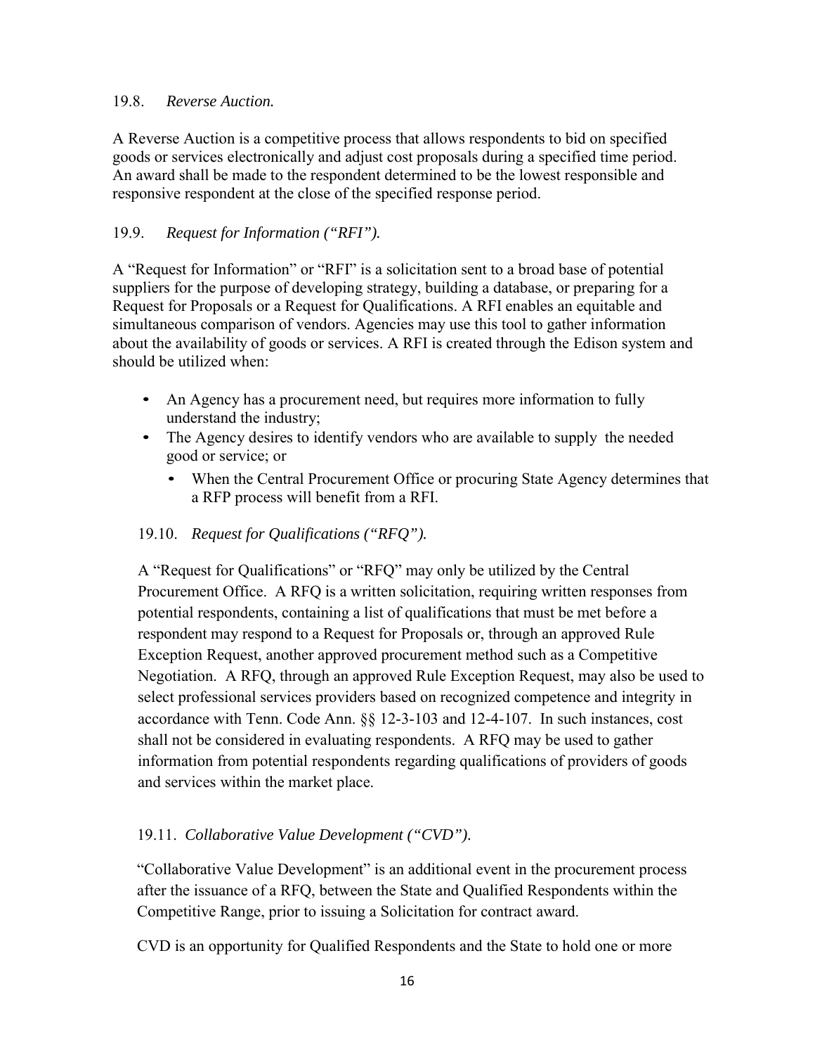19.8. *Reverse Auction.*

A Reverse Auction is a competitive process that allows respondents to bid on specified goods or services electronically and adjust cost proposals during a specified time period. An award shall be made to the respondent determined to be the lowest responsible and responsive respondent at the close of the specified response period.

19.9. *Request for Information ("RFI").*

A "Request for Information" or "RFI" is a solicitation sent to a broad base of potential suppliers for the purpose of developing strategy, building a database, or preparing for a Request for Proposals or a Request for Qualifications. A RFI enables an equitable and simultaneous comparison of vendors. Agencies may use this tool to gather information about the availability of goods or services. A RFI is created through the Edison system and should be utilized when:

- An Agency has a procurement need, but requires more information to fully understand the industry;
- The Agency desires to identify vendors who are available to supply the needed good or service; or
  - When the Central Procurement Office or procuring State Agency determines that a RFP process will benefit from a RFI.

19.10. *Request for Qualifications ("RFQ").*

A "Request for Qualifications" or "RFQ" may only be utilized by the Central Procurement Office. A RFQ is a written solicitation, requiring written responses from potential respondents, containing a list of qualifications that must be met before a respondent may respond to a Request for Proposals or, through an approved Rule Exception Request, another approved procurement method such as a Competitive Negotiation. A RFQ, through an approved Rule Exception Request, may also be used to select professional services providers based on recognized competence and integrity in accordance with Tenn. Code Ann. §§ 12-3-103 and 12-4-107. In such instances, cost shall not be considered in evaluating respondents. A RFQ may be used to gather information from potential respondents regarding qualifications of providers of goods and services within the market place.

19.11. *Collaborative Value Development ("CVD").*

"Collaborative Value Development" is an additional event in the procurement process after the issuance of a RFQ, between the State and Qualified Respondents within the Competitive Range, prior to issuing a Solicitation for contract award.

CVD is an opportunity for Qualified Respondents and the State to hold one or more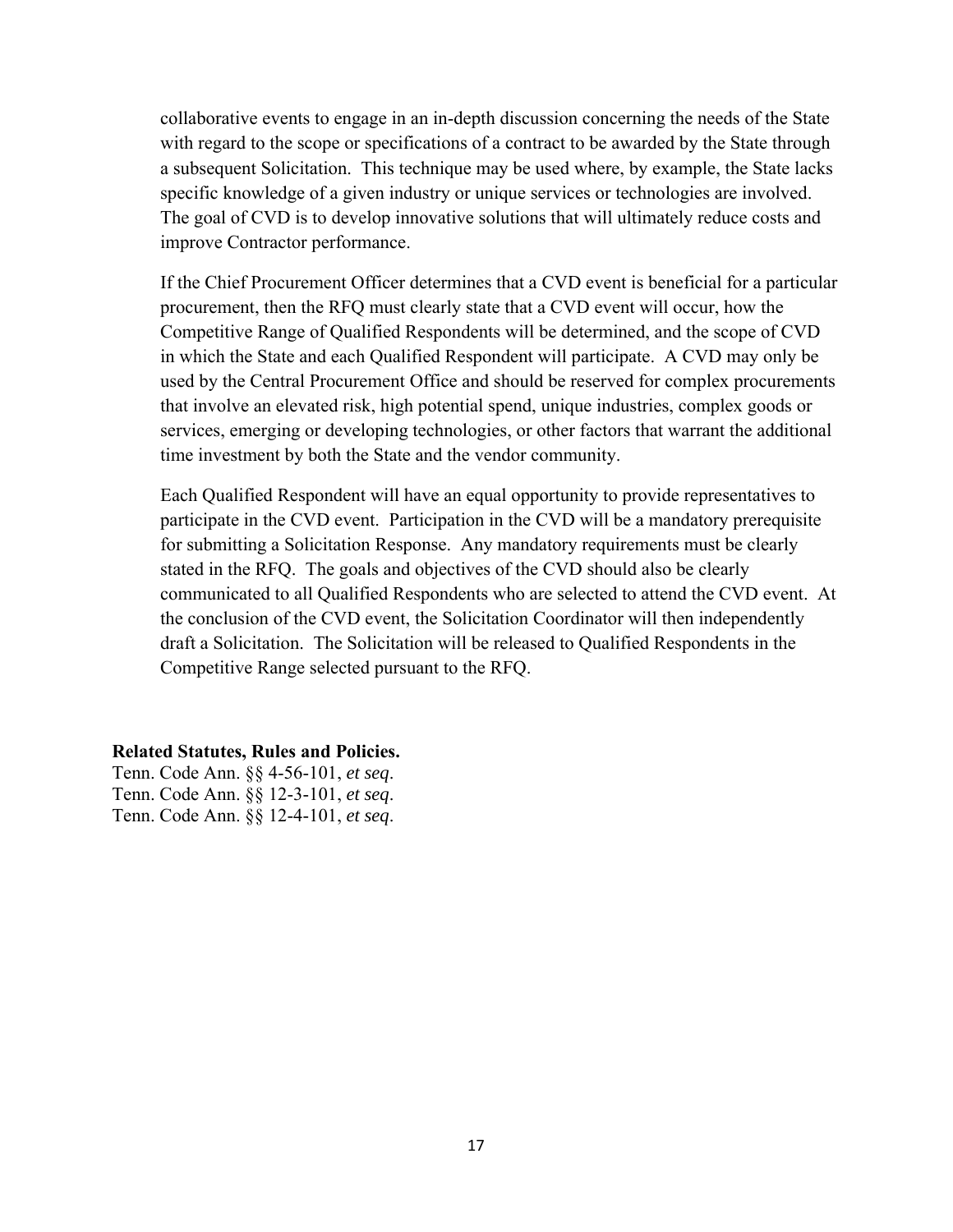collaborative events to engage in an in-depth discussion concerning the needs of the State with regard to the scope or specifications of a contract to be awarded by the State through a subsequent Solicitation. This technique may be used where, by example, the State lacks specific knowledge of a given industry or unique services or technologies are involved. The goal of CVD is to develop innovative solutions that will ultimately reduce costs and improve Contractor performance.

If the Chief Procurement Officer determines that a CVD event is beneficial for a particular procurement, then the RFQ must clearly state that a CVD event will occur, how the Competitive Range of Qualified Respondents will be determined, and the scope of CVD in which the State and each Qualified Respondent will participate. A CVD may only be used by the Central Procurement Office and should be reserved for complex procurements that involve an elevated risk, high potential spend, unique industries, complex goods or services, emerging or developing technologies, or other factors that warrant the additional time investment by both the State and the vendor community.

Each Qualified Respondent will have an equal opportunity to provide representatives to participate in the CVD event. Participation in the CVD will be a mandatory prerequisite for submitting a Solicitation Response. Any mandatory requirements must be clearly stated in the RFQ. The goals and objectives of the CVD should also be clearly communicated to all Qualified Respondents who are selected to attend the CVD event. At the conclusion of the CVD event, the Solicitation Coordinator will then independently draft a Solicitation. The Solicitation will be released to Qualified Respondents in the Competitive Range selected pursuant to the RFQ.

**Related Statutes, Rules and Policies.**
Tenn. Code Ann. §§ 4-56-101, *et seq*.
Tenn. Code Ann. §§ 12-3-101, *et seq*.
Tenn. Code Ann. §§ 12-4-101, *et seq*.